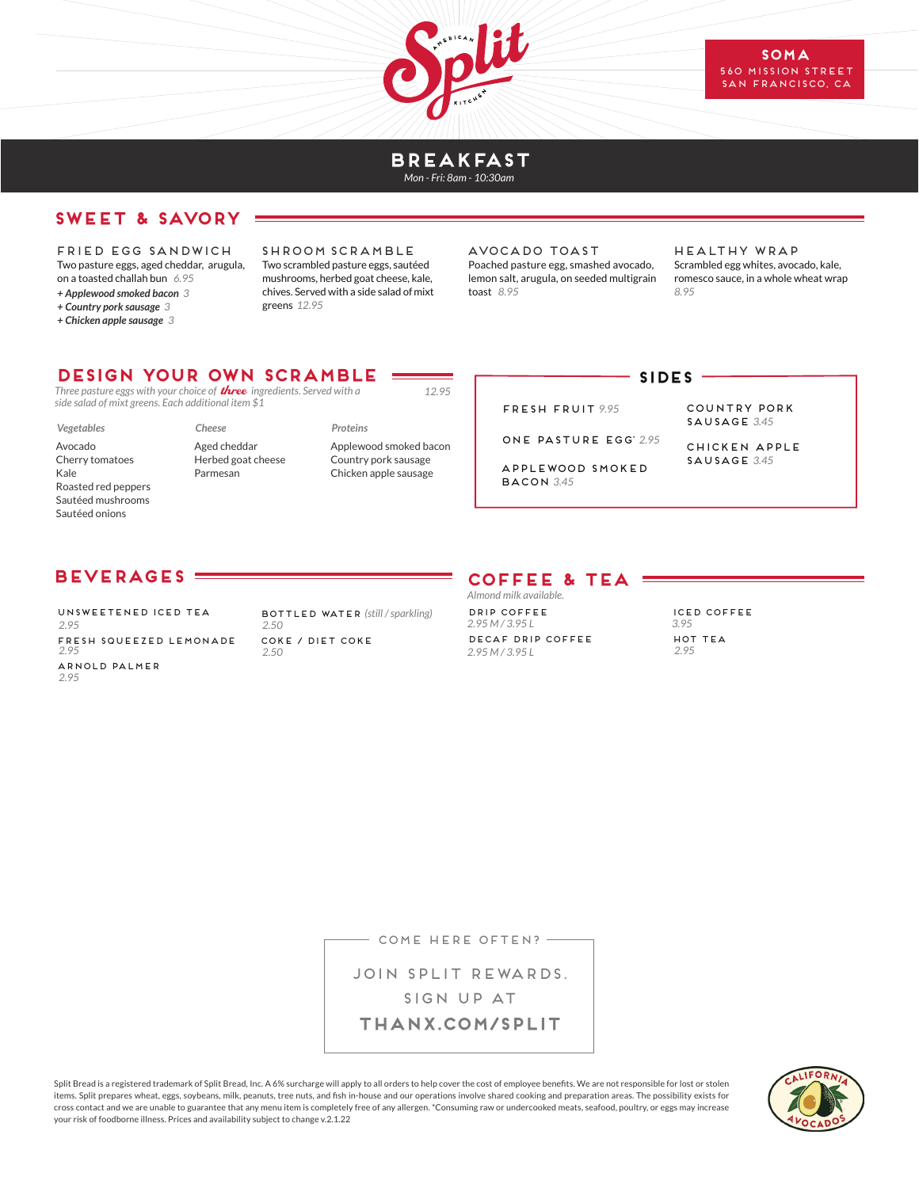# Split American Kitchen

**SOMA**
560 MISSION STREET
SAN FRANCISCO, CA

# BREAKFAST

*Mon - Fri: 8am - 10:30am*

## SWEET & SAVORY

### FRIED EGG SANDWICH
Two pasture eggs, aged cheddar, arugula, on a toasted challah bun *6.95*

- *+ Applewood smoked bacon 3*
- *+ Country pork sausage 3*
- *+ Chicken apple sausage 3*

### SHROOM SCRAMBLE
Two scrambled pasture eggs, sautéed mushrooms, herbed goat cheese, kale, chives. Served with a side salad of mixt greens *12.95*

### AVOCADO TOAST
Poached pasture egg, smashed avocado, lemon salt, arugula, on seeded multigrain toast *8.95*

### HEALTHY WRAP
Scrambled egg whites, avocado, kale, romesco sauce, in a whole wheat wrap *8.95*

## DESIGN YOUR OWN SCRAMBLE

*Three pasture eggs with your choice of **three** ingredients. Served with a side salad of mixt greens. Each additional item $1* *12.95*

| *Vegetables* | *Cheese* | *Proteins* |
|---|---|---|
| Avocado | Aged cheddar | Applewood smoked bacon |
| Cherry tomatoes | Herbed goat cheese | Country pork sausage |
| Kale | Parmesan | Chicken apple sausage |
| Roasted red peppers | | |
| Sautéed mushrooms | | |
| Sautéed onions | | |

## SIDES

- FRESH FRUIT *9.95*
- ONE PASTURE EGG* *2.95*
- APPLEWOOD SMOKED BACON *3.45*
- COUNTRY PORK SAUSAGE *3.45*
- CHICKEN APPLE SAUSAGE *3.45*

## BEVERAGES

- UNSWEETENED ICED TEA *2.95*
- FRESH SQUEEZED LEMONADE *2.95*
- ARNOLD PALMER *2.95*
- BOTTLED WATER *(still / sparkling)* *2.50*
- COKE / DIET COKE *2.50*

## COFFEE & TEA

*Almond milk available.*

- DRIP COFFEE *2.95 M / 3.95 L*
- DECAF DRIP COFFEE *2.95 M / 3.95 L*
- ICED COFFEE *3.95*
- HOT TEA *2.95*

---

COME HERE OFTEN?

JOIN SPLIT REWARDS.
SIGN UP AT
**THANX.COM/SPLIT**

---

Split Bread is a registered trademark of Split Bread, Inc. A 6% surcharge will apply to all orders to help cover the cost of employee benefits. We are not responsible for lost or stolen items. Split prepares wheat, eggs, soybeans, milk, peanuts, tree nuts, and fish in-house and our operations involve shared cooking and preparation areas. The possibility exists for cross contact and we are unable to guarantee that any menu item is completely free of any allergen. *Consuming raw or undercooked meats, seafood, poultry, or eggs may increase your risk of foodborne illness. Prices and availability subject to change v.2.1.22

CALIFORNIA AVOCADOS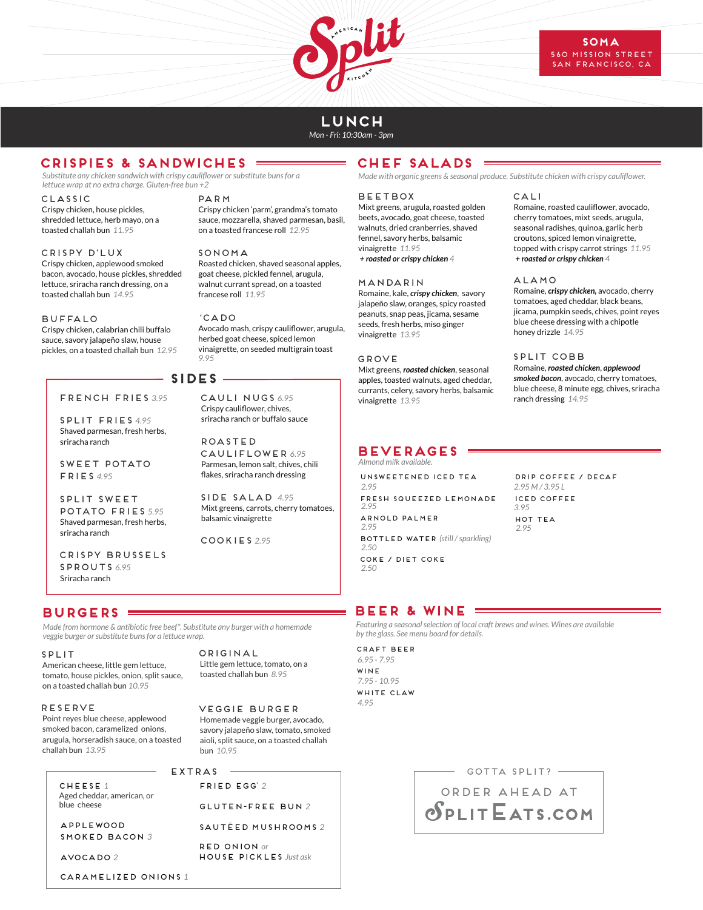# Split American Kitchen

**SOMA**
560 MISSION STREET
SAN FRANCISCO, CA

## LUNCH

*Mon - Fri: 10:30am - 3pm*

## CRISPIES & SANDWICHES

*Substitute any chicken sandwich with crispy cauliflower or substitute buns for a lettuce wrap at no extra charge. Gluten-free bun +2*

**CLASSIC**
Crispy chicken, house pickles, shredded lettuce, herb mayo, on a toasted challah bun *11.95*

**CRISPY D'LUX**
Crispy chicken, applewood smoked bacon, avocado, house pickles, shredded lettuce, sriracha ranch dressing, on a toasted challah bun *14.95*

**BUFFALO**
Crispy chicken, calabrian chili buffalo sauce, savory jalapeño slaw, house pickles, on a toasted challah bun *12.95*

**PARM**
Crispy chicken 'parm', grandma's tomato sauce, mozzarella, shaved parmesan, basil, on a toasted francese roll *12.95*

**SONOMA**
Roasted chicken, shaved seasonal apples, goat cheese, pickled fennel, arugula, walnut currant spread, on a toasted francese roll *11.95*

**'CADO**
Avocado mash, crispy cauliflower, arugula, herbed goat cheese, spiced lemon vinaigrette, on seeded multigrain toast *9.95*

## SIDES

**FRENCH FRIES** *3.95*

**SPLIT FRIES** *4.95*
Shaved parmesan, fresh herbs, sriracha ranch

**SWEET POTATO FRIES** *4.95*

**SPLIT SWEET POTATO FRIES** *5.95*
Shaved parmesan, fresh herbs, sriracha ranch

**CRISPY BRUSSELS SPROUTS** *6.95*
Sriracha ranch

**CAULI NUGS** *6.95*
Crispy cauliflower, chives, sriracha ranch or buffalo sauce

**ROASTED CAULIFLOWER** *6.95*
Parmesan, lemon salt, chives, chili flakes, sriracha ranch dressing

**SIDE SALAD** *4.95*
Mixt greens, carrots, cherry tomatoes, balsamic vinaigrette

**COOKIES** *2.95*

## CHEF SALADS

*Made with organic greens & seasonal produce. Substitute chicken with crispy cauliflower.*

**BEETBOX**
Mixt greens, arugula, roasted golden beets, avocado, goat cheese, toasted walnuts, dried cranberries, shaved fennel, savory herbs, balsamic vinaigrette *11.95*
*+ roasted or crispy chicken 4*

**MANDARIN**
Romaine, kale, ***crispy chicken***, savory jalapeño slaw, oranges, spicy roasted peanuts, snap peas, jicama, sesame seeds, fresh herbs, miso ginger vinaigrette *13.95*

**GROVE**
Mixt greens, ***roasted chicken***, seasonal apples, toasted walnuts, aged cheddar, currants, celery, savory herbs, balsamic vinaigrette *13.95*

**CALI**
Romaine, roasted cauliflower, avocado, cherry tomatoes, mixt seeds, arugula, seasonal radishes, quinoa, garlic herb croutons, spiced lemon vinaigrette, topped with crispy carrot strings *11.95*
*+ roasted or crispy chicken 4*

**ALAMO**
Romaine, ***crispy chicken,*** avocado, cherry tomatoes, aged cheddar, black beans, jicama, pumpkin seeds, chives, point reyes blue cheese dressing with a chipotle honey drizzle *14.95*

**SPLIT COBB**
Romaine, ***roasted chicken***, ***applewood smoked bacon***, avocado, cherry tomatoes, blue cheese, 8 minute egg, chives, sriracha ranch dressing *14.95*

## BEVERAGES

*Almond milk available.*

**UNSWEETENED ICED TEA** *2.95*

**FRESH SQUEEZED LEMONADE** *2.95*

**ARNOLD PALMER** *2.95*

**BOTTLED WATER** *(still / sparkling) 2.50*

**COKE / DIET COKE** *2.50*

**DRIP COFFEE / DECAF** *2.95 M / 3.95 L*

**ICED COFFEE** *3.95*

**HOT TEA** *2.95*

## BURGERS

*Made from hormone & antibiotic free beef\*. Substitute any burger with a homemade veggie burger or substitute buns for a lettuce wrap.*

**SPLIT**
American cheese, little gem lettuce, tomato, house pickles, onion, split sauce, on a toasted challah bun *10.95*

**RESERVE**
Point reyes blue cheese, applewood smoked bacon, caramelized onions, arugula, horseradish sauce, on a toasted challah bun *13.95*

**ORIGINAL**
Little gem lettuce, tomato, on a toasted challah bun *8.95*

**VEGGIE BURGER**
Homemade veggie burger, avocado, savory jalapeño slaw, tomato, smoked aioli, split sauce, on a toasted challah bun *10.95*

## EXTRAS

**CHEESE** *1*
Aged cheddar, american, or blue cheese

**APPLEWOOD SMOKED BACON** *3*

**AVOCADO** *2*

**CARAMELIZED ONIONS** *1*

**FRIED EGG\*** *2*

**GLUTEN-FREE BUN** *2*

**SAUTÉED MUSHROOMS** *2*

**RED ONION** *or* **HOUSE PICKLES** *Just ask*

## BEER & WINE

*Featuring a seasonal selection of local craft brews and wines. Wines are available by the glass. See menu board for details.*

**CRAFT BEER** *6.95 - 7.95*

**WINE** *7.95 - 10.95*

**WHITE CLAW** *4.95*

GOTTA SPLIT?
ORDER AHEAD AT
SPLITEATS.COM